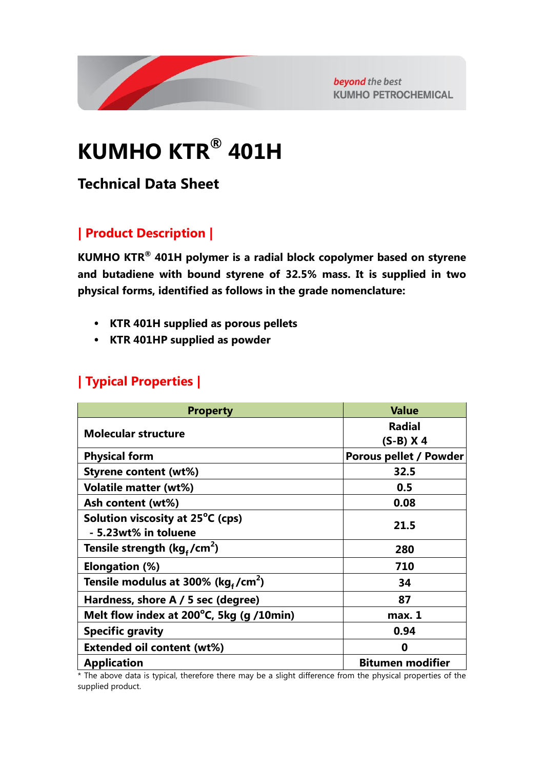# KUMHO KTR® 401H

## Technical Data Sheet

### | Product Description |

**KUMHO KTR® 401H polymer is a radial block copolymer based on styrene and butadiene with bound styrene of 32.5% mass. It is supplied in two physical forms, identified as follows in the grade nomenclature:**

- **KTR 401H supplied as porous pellets**
- **KTR 401HP supplied as powder**

### | Typical Properties |

| Property | Value |
|---|---|
| Molecular structure | Radial (S-B) X 4 |
| Physical form | Porous pellet / Powder |
| Styrene content (wt%) | 32.5 |
| Volatile matter (wt%) | 0.5 |
| Ash content (wt%) | 0.08 |
| Solution viscosity at 25°C (cps) - 5.23wt% in toluene | 21.5 |
| Tensile strength ($kg_f/cm^2$) | 280 |
| Elongation (%) | 710 |
| Tensile modulus at 300% ($kg_f/cm^2$) | 34 |
| Hardness, shore A / 5 sec (degree) | 87 |
| Melt flow index at 200°C, 5kg (g /10min) | max. 1 |
| Specific gravity | 0.94 |
| Extended oil content (wt%) | 0 |
| Application | Bitumen modifier |

* The above data is typical, therefore there may be a slight difference from the physical properties of the supplied product.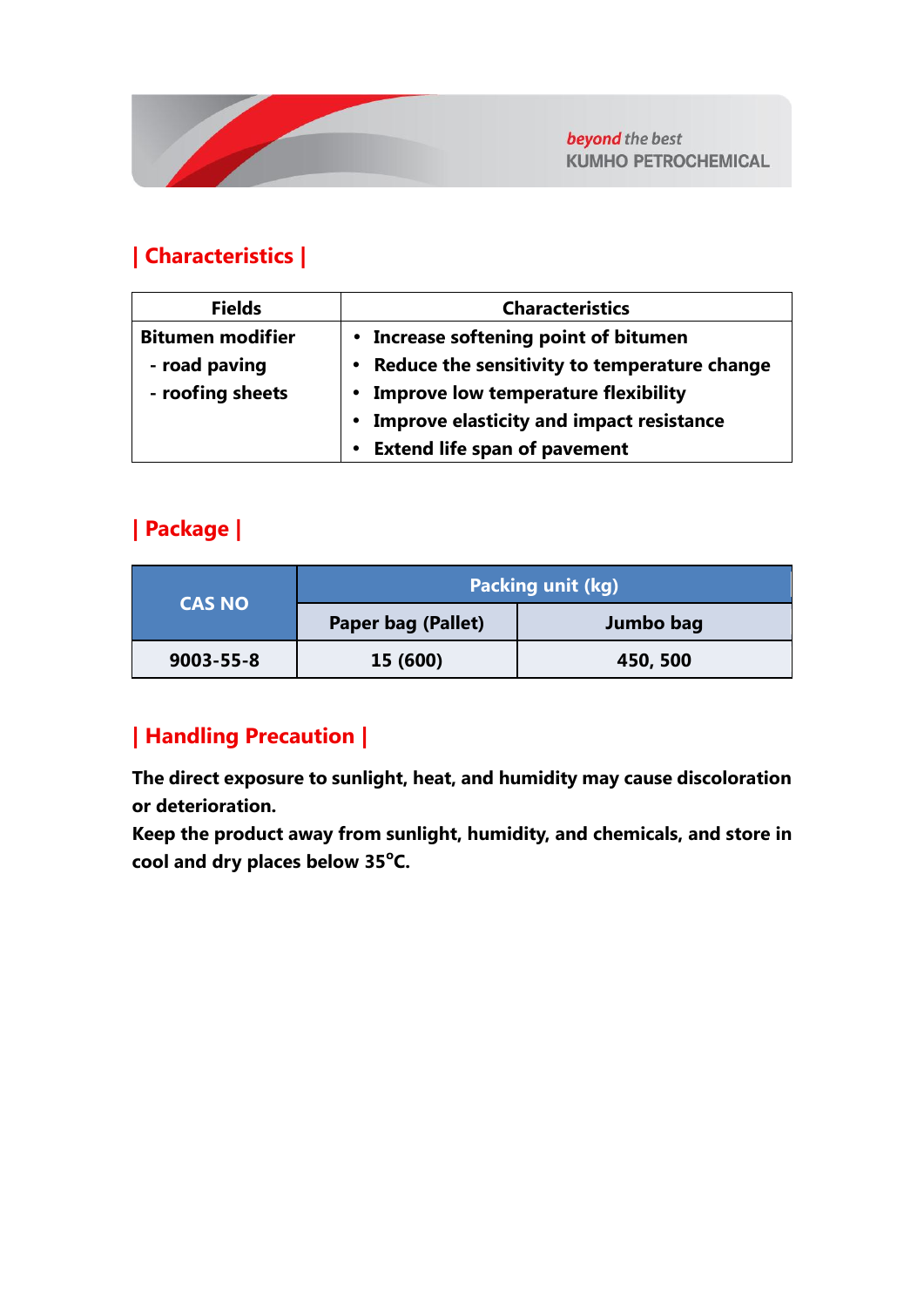## | Characteristics |

| Fields | Characteristics |
|---|---|
| **Bitumen modifier**<br>- road paving<br>- roofing sheets | • Increase softening point of bitumen<br>• Reduce the sensitivity to temperature change<br>• Improve low temperature flexibility<br>• Improve elasticity and impact resistance<br>• Extend life span of pavement |

## | Package |

| CAS NO | Packing unit (kg) | |
|---|---|---|
| | Paper bag (Pallet) | Jumbo bag |
| 9003-55-8 | 15 (600) | 450, 500 |

## | Handling Precaution |

**The direct exposure to sunlight, heat, and humidity may cause discoloration or deterioration.**

**Keep the product away from sunlight, humidity, and chemicals, and store in cool and dry places below 35°C.**